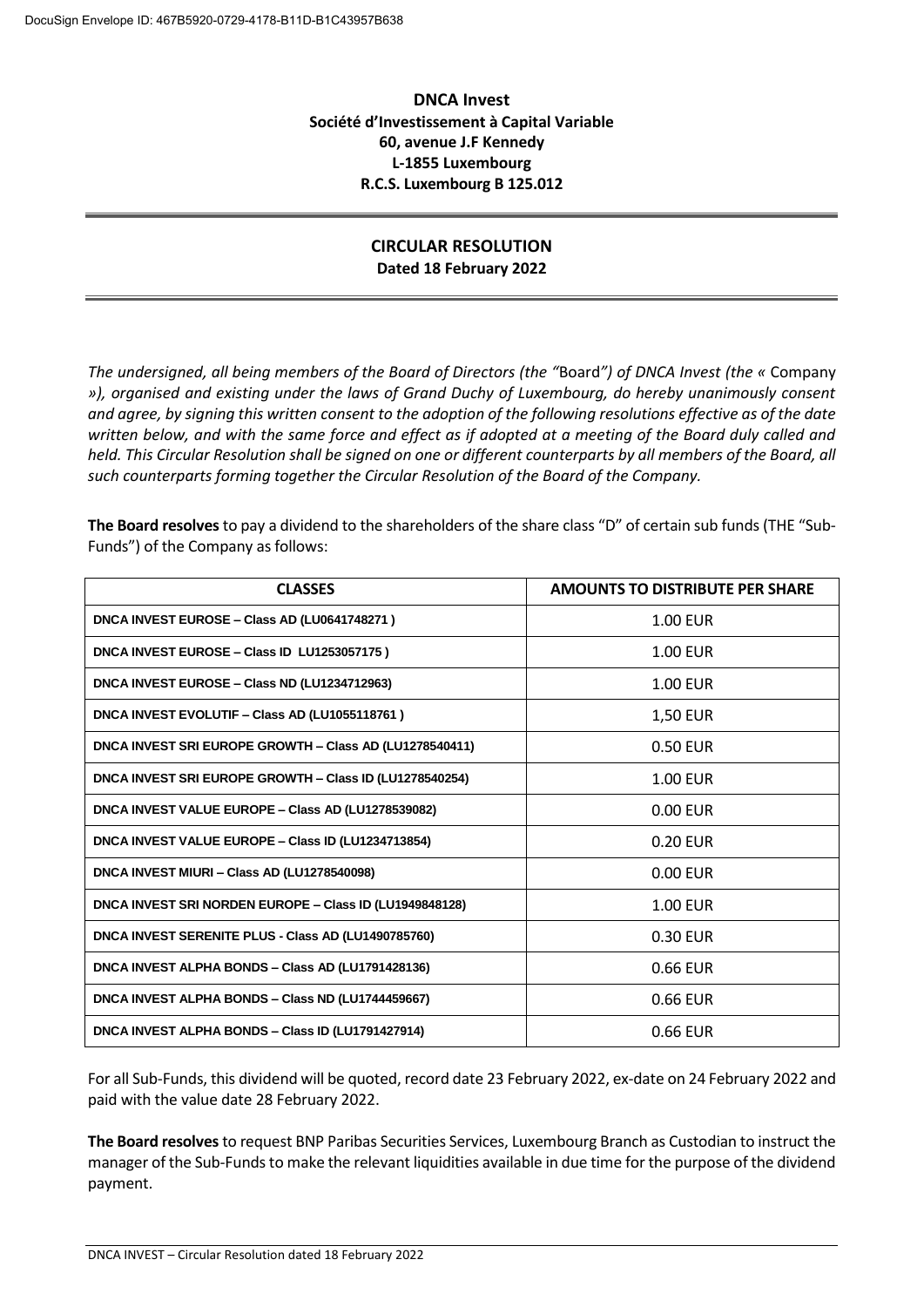**DNCA Invest**
**Société d'Investissement à Capital Variable**
**60, avenue J.F Kennedy**
**L-1855 Luxembourg**
**R.C.S. Luxembourg B 125.012**

---

## CIRCULAR RESOLUTION
**Dated 18 February 2022**

---

*The undersigned, all being members of the Board of Directors (the "*Board*") of DNCA Invest (the «* Company *»), organised and existing under the laws of Grand Duchy of Luxembourg, do hereby unanimously consent and agree, by signing this written consent to the adoption of the following resolutions effective as of the date written below, and with the same force and effect as if adopted at a meeting of the Board duly called and held. This Circular Resolution shall be signed on one or different counterparts by all members of the Board, all such counterparts forming together the Circular Resolution of the Board of the Company.*

**The Board resolves** to pay a dividend to the shareholders of the share class "D" of certain sub funds (THE "Sub-Funds") of the Company as follows:

| CLASSES | AMOUNTS TO DISTRIBUTE PER SHARE |
|---|---|
| DNCA INVEST EUROSE – Class AD (LU0641748271 ) | 1.00 EUR |
| DNCA INVEST EUROSE – Class ID LU1253057175 ) | 1.00 EUR |
| DNCA INVEST EUROSE – Class ND (LU1234712963) | 1.00 EUR |
| DNCA INVEST EVOLUTIF – Class AD (LU1055118761 ) | 1,50 EUR |
| DNCA INVEST SRI EUROPE GROWTH – Class AD (LU1278540411) | 0.50 EUR |
| DNCA INVEST SRI EUROPE GROWTH – Class ID (LU1278540254) | 1.00 EUR |
| DNCA INVEST VALUE EUROPE – Class AD (LU1278539082) | 0.00 EUR |
| DNCA INVEST VALUE EUROPE – Class ID (LU1234713854) | 0.20 EUR |
| DNCA INVEST MIURI – Class AD (LU1278540098) | 0.00 EUR |
| DNCA INVEST SRI NORDEN EUROPE – Class ID (LU1949848128) | 1.00 EUR |
| DNCA INVEST SERENITE PLUS - Class AD (LU1490785760) | 0.30 EUR |
| DNCA INVEST ALPHA BONDS – Class AD (LU1791428136) | 0.66 EUR |
| DNCA INVEST ALPHA BONDS – Class ND (LU1744459667) | 0.66 EUR |
| DNCA INVEST ALPHA BONDS – Class ID (LU1791427914) | 0.66 EUR |

For all Sub-Funds, this dividend will be quoted, record date 23 February 2022, ex-date on 24 February 2022 and paid with the value date 28 February 2022.

**The Board resolves** to request BNP Paribas Securities Services, Luxembourg Branch as Custodian to instruct the manager of the Sub-Funds to make the relevant liquidities available in due time for the purpose of the dividend payment.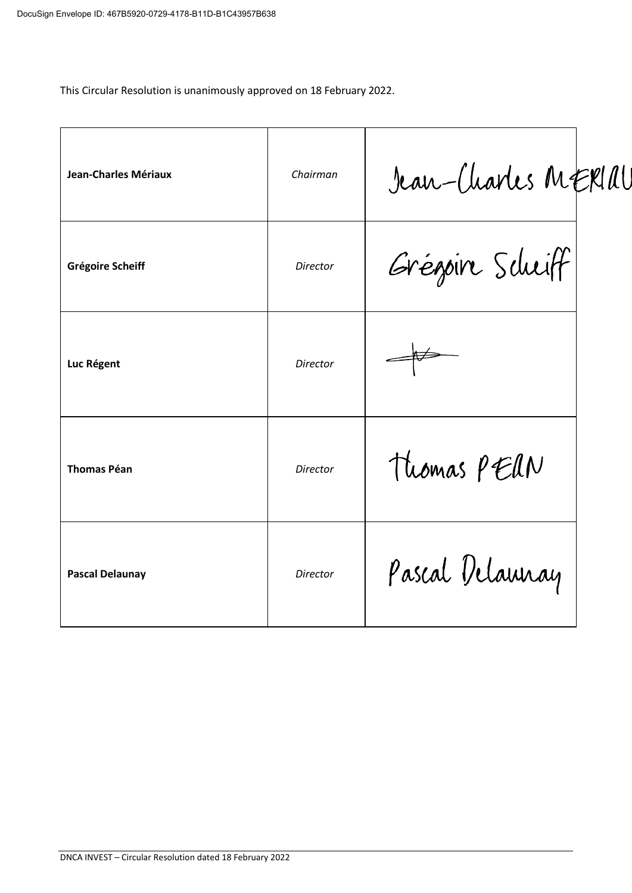This Circular Resolution is unanimously approved on 18 February 2022.

| | | |
|---|---|---|
| **Jean-Charles Mériaux** | *Chairman* | Jean-Charles MERIAU |
| **Grégoire Scheiff** | *Director* | Grégoire Scheiff |
| **Luc Régent** | *Director* | |
| **Thomas Péan** | *Director* | Thomas PEAN |
| **Pascal Delaunay** | *Director* | Pascal Delaunay |